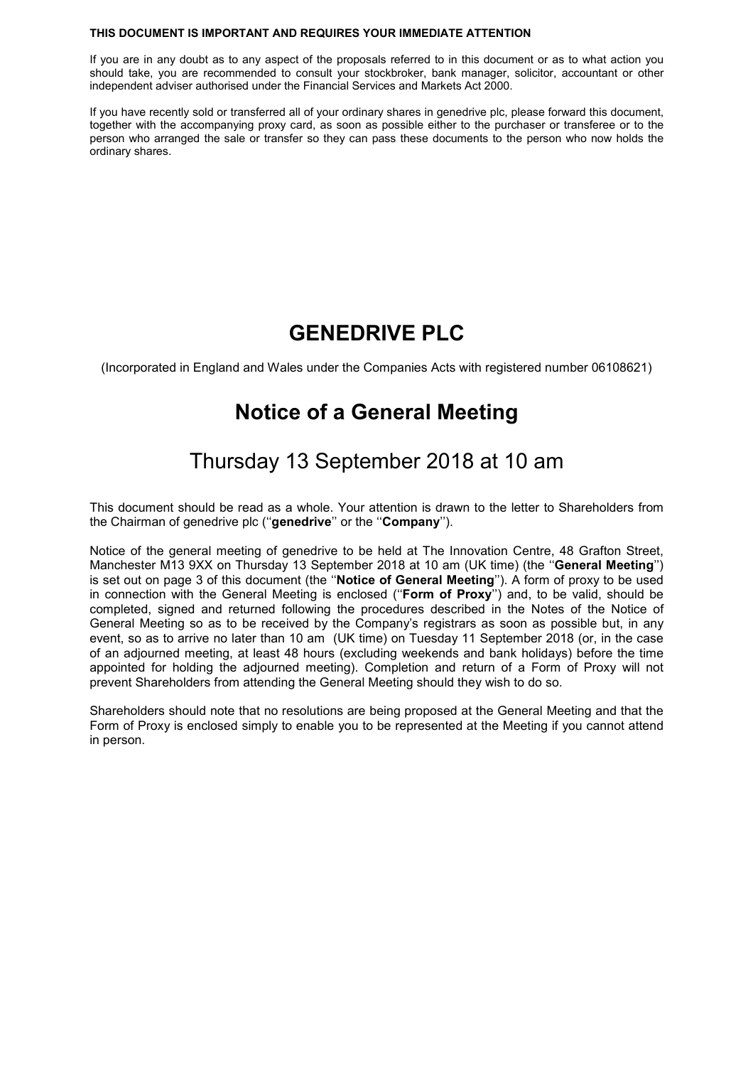**THIS DOCUMENT IS IMPORTANT AND REQUIRES YOUR IMMEDIATE ATTENTION**

If you are in any doubt as to any aspect of the proposals referred to in this document or as to what action you should take, you are recommended to consult your stockbroker, bank manager, solicitor, accountant or other independent adviser authorised under the Financial Services and Markets Act 2000.

If you have recently sold or transferred all of your ordinary shares in genedrive plc, please forward this document, together with the accompanying proxy card, as soon as possible either to the purchaser or transferee or to the person who arranged the sale or transfer so they can pass these documents to the person who now holds the ordinary shares.

# GENEDRIVE PLC

(Incorporated in England and Wales under the Companies Acts with registered number 06108621)

# Notice of a General Meeting

## Thursday 13 September 2018 at 10 am

This document should be read as a whole. Your attention is drawn to the letter to Shareholders from the Chairman of genedrive plc (''**genedrive**'' or the ''**Company**'').

Notice of the general meeting of genedrive to be held at The Innovation Centre, 48 Grafton Street, Manchester M13 9XX on Thursday 13 September 2018 at 10 am (UK time) (the ''**General Meeting**'') is set out on page 3 of this document (the ''**Notice of General Meeting**''). A form of proxy to be used in connection with the General Meeting is enclosed (''**Form of Proxy**'') and, to be valid, should be completed, signed and returned following the procedures described in the Notes of the Notice of General Meeting so as to be received by the Company's registrars as soon as possible but, in any event, so as to arrive no later than 10 am (UK time) on Tuesday 11 September 2018 (or, in the case of an adjourned meeting, at least 48 hours (excluding weekends and bank holidays) before the time appointed for holding the adjourned meeting). Completion and return of a Form of Proxy will not prevent Shareholders from attending the General Meeting should they wish to do so.

Shareholders should note that no resolutions are being proposed at the General Meeting and that the Form of Proxy is enclosed simply to enable you to be represented at the Meeting if you cannot attend in person.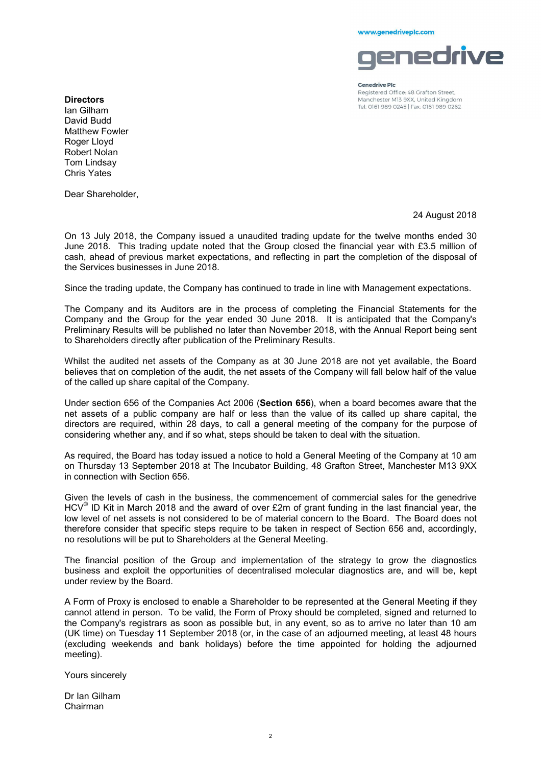www.genedriveplc.com

genedrive

**Genedrive Plc**
Registered Office: 48 Grafton Street, Manchester M13 9XX, United Kingdom
Tel: 0161 989 0245 | Fax: 0161 989 0262

**Directors**
Ian Gilham
David Budd
Matthew Fowler
Roger Lloyd
Robert Nolan
Tom Lindsay
Chris Yates

Dear Shareholder,

24 August 2018

On 13 July 2018, the Company issued a unaudited trading update for the twelve months ended 30 June 2018. This trading update noted that the Group closed the financial year with £3.5 million of cash, ahead of previous market expectations, and reflecting in part the completion of the disposal of the Services businesses in June 2018.

Since the trading update, the Company has continued to trade in line with Management expectations.

The Company and its Auditors are in the process of completing the Financial Statements for the Company and the Group for the year ended 30 June 2018. It is anticipated that the Company's Preliminary Results will be published no later than November 2018, with the Annual Report being sent to Shareholders directly after publication of the Preliminary Results.

Whilst the audited net assets of the Company as at 30 June 2018 are not yet available, the Board believes that on completion of the audit, the net assets of the Company will fall below half of the value of the called up share capital of the Company.

Under section 656 of the Companies Act 2006 (**Section 656**), when a board becomes aware that the net assets of a public company are half or less than the value of its called up share capital, the directors are required, within 28 days, to call a general meeting of the company for the purpose of considering whether any, and if so what, steps should be taken to deal with the situation.

As required, the Board has today issued a notice to hold a General Meeting of the Company at 10 am on Thursday 13 September 2018 at The Incubator Building, 48 Grafton Street, Manchester M13 9XX in connection with Section 656.

Given the levels of cash in the business, the commencement of commercial sales for the genedrive HCV© ID Kit in March 2018 and the award of over £2m of grant funding in the last financial year, the low level of net assets is not considered to be of material concern to the Board. The Board does not therefore consider that specific steps require to be taken in respect of Section 656 and, accordingly, no resolutions will be put to Shareholders at the General Meeting.

The financial position of the Group and implementation of the strategy to grow the diagnostics business and exploit the opportunities of decentralised molecular diagnostics are, and will be, kept under review by the Board.

A Form of Proxy is enclosed to enable a Shareholder to be represented at the General Meeting if they cannot attend in person. To be valid, the Form of Proxy should be completed, signed and returned to the Company's registrars as soon as possible but, in any event, so as to arrive no later than 10 am (UK time) on Tuesday 11 September 2018 (or, in the case of an adjourned meeting, at least 48 hours (excluding weekends and bank holidays) before the time appointed for holding the adjourned meeting).

Yours sincerely

Dr Ian Gilham
Chairman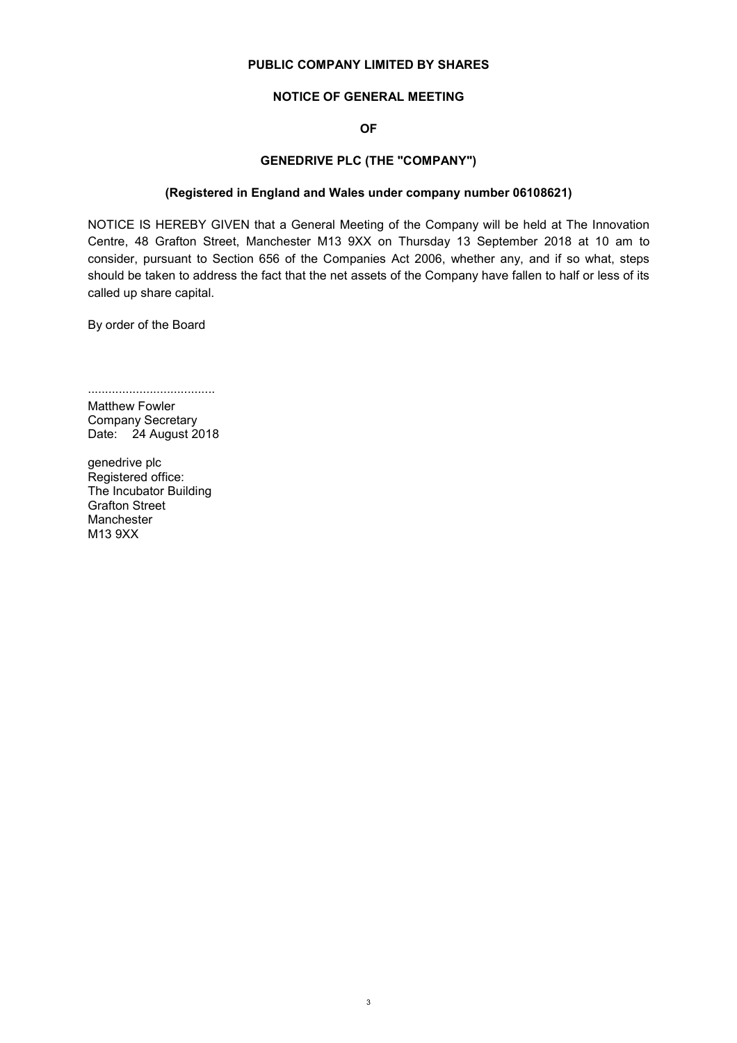**PUBLIC COMPANY LIMITED BY SHARES**

**NOTICE OF GENERAL MEETING**

**OF**

**GENEDRIVE PLC (THE "COMPANY")**

**(Registered in England and Wales under company number 06108621)**

NOTICE IS HEREBY GIVEN that a General Meeting of the Company will be held at The Innovation Centre, 48 Grafton Street, Manchester M13 9XX on Thursday 13 September 2018 at 10 am to consider, pursuant to Section 656 of the Companies Act 2006, whether any, and if so what, steps should be taken to address the fact that the net assets of the Company have fallen to half or less of its called up share capital.

By order of the Board

.....................................

Matthew Fowler
Company Secretary
Date: 24 August 2018

genedrive plc
Registered office:
The Incubator Building
Grafton Street
Manchester
M13 9XX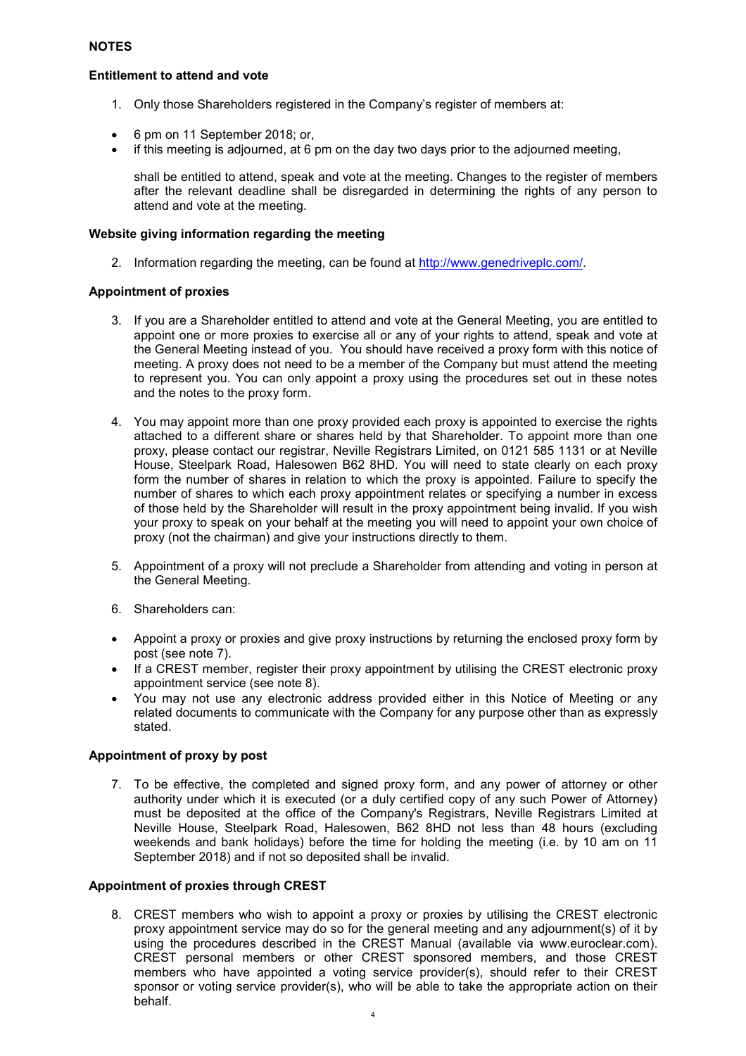## NOTES

### Entitlement to attend and vote

1. Only those Shareholders registered in the Company's register of members at:

- 6 pm on 11 September 2018; or,
- if this meeting is adjourned, at 6 pm on the day two days prior to the adjourned meeting,

shall be entitled to attend, speak and vote at the meeting. Changes to the register of members after the relevant deadline shall be disregarded in determining the rights of any person to attend and vote at the meeting.

### Website giving information regarding the meeting

2. Information regarding the meeting, can be found at http://www.genedriveplc.com/.

### Appointment of proxies

3. If you are a Shareholder entitled to attend and vote at the General Meeting, you are entitled to appoint one or more proxies to exercise all or any of your rights to attend, speak and vote at the General Meeting instead of you. You should have received a proxy form with this notice of meeting. A proxy does not need to be a member of the Company but must attend the meeting to represent you. You can only appoint a proxy using the procedures set out in these notes and the notes to the proxy form.

4. You may appoint more than one proxy provided each proxy is appointed to exercise the rights attached to a different share or shares held by that Shareholder. To appoint more than one proxy, please contact our registrar, Neville Registrars Limited, on 0121 585 1131 or at Neville House, Steelpark Road, Halesowen B62 8HD. You will need to state clearly on each proxy form the number of shares in relation to which the proxy is appointed. Failure to specify the number of shares to which each proxy appointment relates or specifying a number in excess of those held by the Shareholder will result in the proxy appointment being invalid. If you wish your proxy to speak on your behalf at the meeting you will need to appoint your own choice of proxy (not the chairman) and give your instructions directly to them.

5. Appointment of a proxy will not preclude a Shareholder from attending and voting in person at the General Meeting.

6. Shareholders can:

- Appoint a proxy or proxies and give proxy instructions by returning the enclosed proxy form by post (see note 7).
- If a CREST member, register their proxy appointment by utilising the CREST electronic proxy appointment service (see note 8).
- You may not use any electronic address provided either in this Notice of Meeting or any related documents to communicate with the Company for any purpose other than as expressly stated.

### Appointment of proxy by post

7. To be effective, the completed and signed proxy form, and any power of attorney or other authority under which it is executed (or a duly certified copy of any such Power of Attorney) must be deposited at the office of the Company's Registrars, Neville Registrars Limited at Neville House, Steelpark Road, Halesowen, B62 8HD not less than 48 hours (excluding weekends and bank holidays) before the time for holding the meeting (i.e. by 10 am on 11 September 2018) and if not so deposited shall be invalid.

### Appointment of proxies through CREST

8. CREST members who wish to appoint a proxy or proxies by utilising the CREST electronic proxy appointment service may do so for the general meeting and any adjournment(s) of it by using the procedures described in the CREST Manual (available via www.euroclear.com). CREST personal members or other CREST sponsored members, and those CREST members who have appointed a voting service provider(s), should refer to their CREST sponsor or voting service provider(s), who will be able to take the appropriate action on their behalf.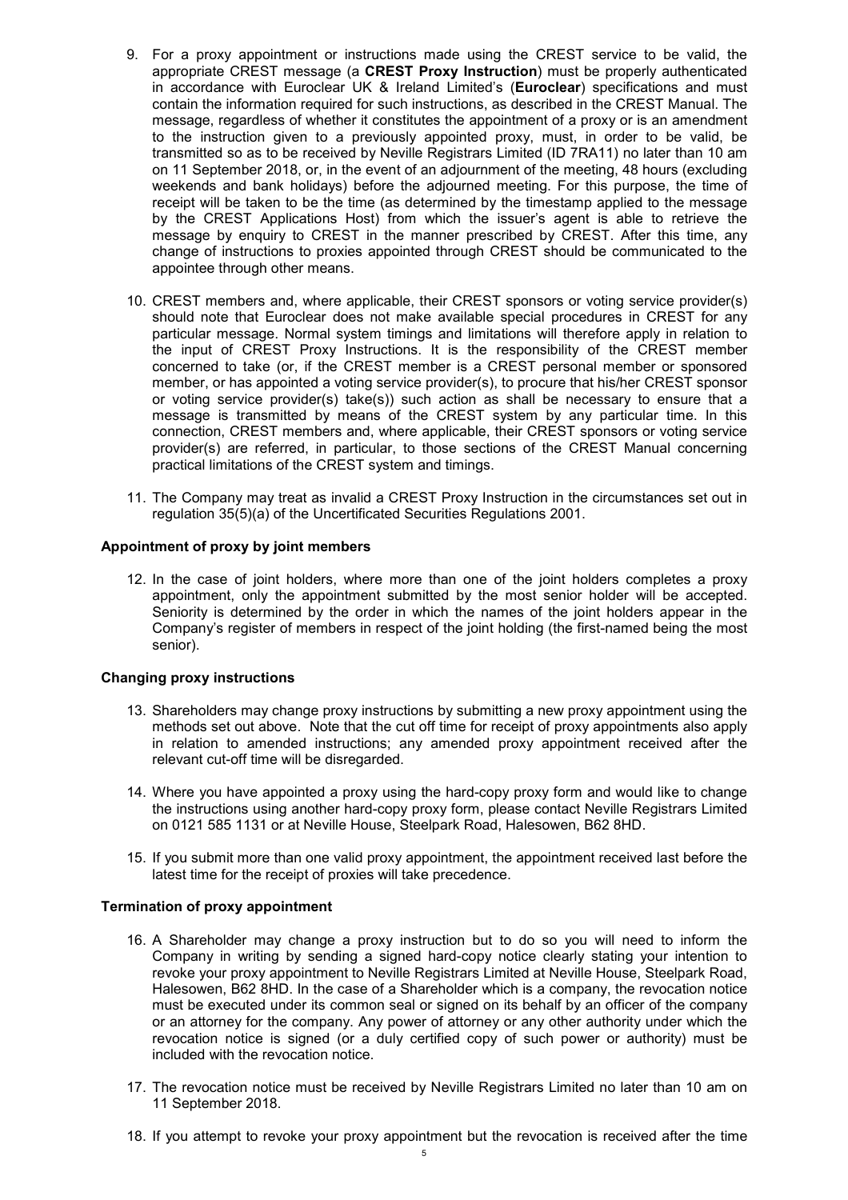9. For a proxy appointment or instructions made using the CREST service to be valid, the appropriate CREST message (a **CREST Proxy Instruction**) must be properly authenticated in accordance with Euroclear UK & Ireland Limited's (**Euroclear**) specifications and must contain the information required for such instructions, as described in the CREST Manual. The message, regardless of whether it constitutes the appointment of a proxy or is an amendment to the instruction given to a previously appointed proxy, must, in order to be valid, be transmitted so as to be received by Neville Registrars Limited (ID 7RA11) no later than 10 am on 11 September 2018, or, in the event of an adjournment of the meeting, 48 hours (excluding weekends and bank holidays) before the adjourned meeting. For this purpose, the time of receipt will be taken to be the time (as determined by the timestamp applied to the message by the CREST Applications Host) from which the issuer's agent is able to retrieve the message by enquiry to CREST in the manner prescribed by CREST. After this time, any change of instructions to proxies appointed through CREST should be communicated to the appointee through other means.

10. CREST members and, where applicable, their CREST sponsors or voting service provider(s) should note that Euroclear does not make available special procedures in CREST for any particular message. Normal system timings and limitations will therefore apply in relation to the input of CREST Proxy Instructions. It is the responsibility of the CREST member concerned to take (or, if the CREST member is a CREST personal member or sponsored member, or has appointed a voting service provider(s), to procure that his/her CREST sponsor or voting service provider(s) take(s)) such action as shall be necessary to ensure that a message is transmitted by means of the CREST system by any particular time. In this connection, CREST members and, where applicable, their CREST sponsors or voting service provider(s) are referred, in particular, to those sections of the CREST Manual concerning practical limitations of the CREST system and timings.

11. The Company may treat as invalid a CREST Proxy Instruction in the circumstances set out in regulation 35(5)(a) of the Uncertificated Securities Regulations 2001.

**Appointment of proxy by joint members**

12. In the case of joint holders, where more than one of the joint holders completes a proxy appointment, only the appointment submitted by the most senior holder will be accepted. Seniority is determined by the order in which the names of the joint holders appear in the Company's register of members in respect of the joint holding (the first-named being the most senior).

**Changing proxy instructions**

13. Shareholders may change proxy instructions by submitting a new proxy appointment using the methods set out above. Note that the cut off time for receipt of proxy appointments also apply in relation to amended instructions; any amended proxy appointment received after the relevant cut-off time will be disregarded.

14. Where you have appointed a proxy using the hard-copy proxy form and would like to change the instructions using another hard-copy proxy form, please contact Neville Registrars Limited on 0121 585 1131 or at Neville House, Steelpark Road, Halesowen, B62 8HD.

15. If you submit more than one valid proxy appointment, the appointment received last before the latest time for the receipt of proxies will take precedence.

**Termination of proxy appointment**

16. A Shareholder may change a proxy instruction but to do so you will need to inform the Company in writing by sending a signed hard-copy notice clearly stating your intention to revoke your proxy appointment to Neville Registrars Limited at Neville House, Steelpark Road, Halesowen, B62 8HD. In the case of a Shareholder which is a company, the revocation notice must be executed under its common seal or signed on its behalf by an officer of the company or an attorney for the company. Any power of attorney or any other authority under which the revocation notice is signed (or a duly certified copy of such power or authority) must be included with the revocation notice.

17. The revocation notice must be received by Neville Registrars Limited no later than 10 am on 11 September 2018.

18. If you attempt to revoke your proxy appointment but the revocation is received after the time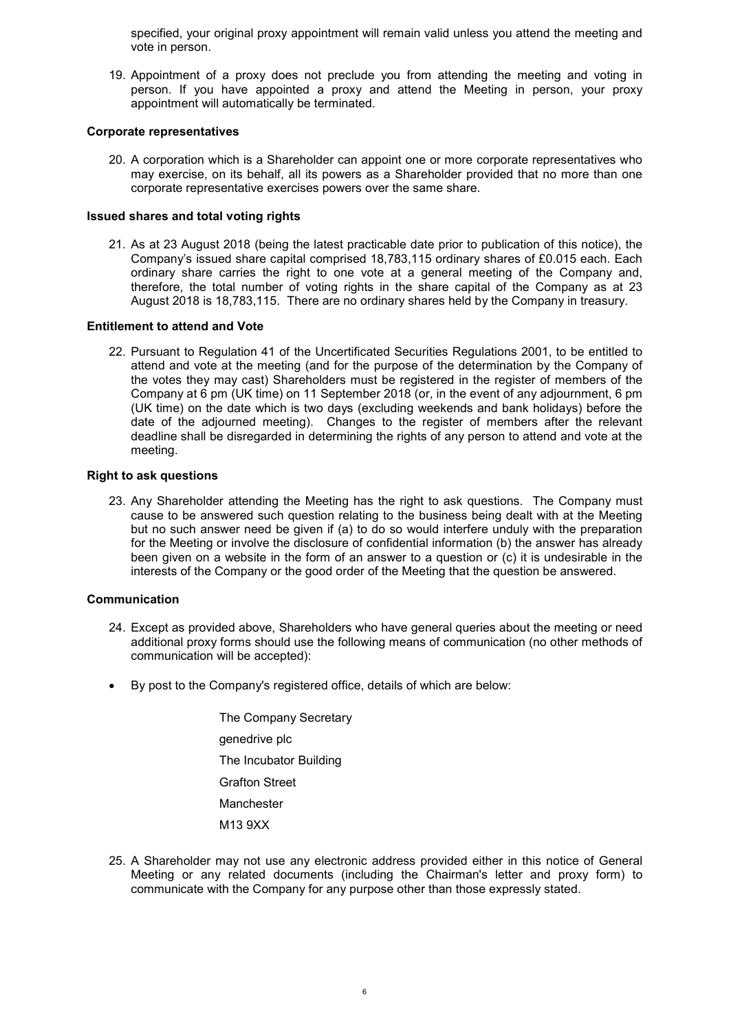specified, your original proxy appointment will remain valid unless you attend the meeting and vote in person.

19. Appointment of a proxy does not preclude you from attending the meeting and voting in person. If you have appointed a proxy and attend the Meeting in person, your proxy appointment will automatically be terminated.

**Corporate representatives**

20. A corporation which is a Shareholder can appoint one or more corporate representatives who may exercise, on its behalf, all its powers as a Shareholder provided that no more than one corporate representative exercises powers over the same share.

**Issued shares and total voting rights**

21. As at 23 August 2018 (being the latest practicable date prior to publication of this notice), the Company's issued share capital comprised 18,783,115 ordinary shares of £0.015 each. Each ordinary share carries the right to one vote at a general meeting of the Company and, therefore, the total number of voting rights in the share capital of the Company as at 23 August 2018 is 18,783,115. There are no ordinary shares held by the Company in treasury.

**Entitlement to attend and Vote**

22. Pursuant to Regulation 41 of the Uncertificated Securities Regulations 2001, to be entitled to attend and vote at the meeting (and for the purpose of the determination by the Company of the votes they may cast) Shareholders must be registered in the register of members of the Company at 6 pm (UK time) on 11 September 2018 (or, in the event of any adjournment, 6 pm (UK time) on the date which is two days (excluding weekends and bank holidays) before the date of the adjourned meeting). Changes to the register of members after the relevant deadline shall be disregarded in determining the rights of any person to attend and vote at the meeting.

**Right to ask questions**

23. Any Shareholder attending the Meeting has the right to ask questions. The Company must cause to be answered such question relating to the business being dealt with at the Meeting but no such answer need be given if (a) to do so would interfere unduly with the preparation for the Meeting or involve the disclosure of confidential information (b) the answer has already been given on a website in the form of an answer to a question or (c) it is undesirable in the interests of the Company or the good order of the Meeting that the question be answered.

**Communication**

24. Except as provided above, Shareholders who have general queries about the meeting or need additional proxy forms should use the following means of communication (no other methods of communication will be accepted):

- By post to the Company's registered office, details of which are below:

  The Company Secretary
  genedrive plc
  The Incubator Building
  Grafton Street
  Manchester
  M13 9XX

25. A Shareholder may not use any electronic address provided either in this notice of General Meeting or any related documents (including the Chairman's letter and proxy form) to communicate with the Company for any purpose other than those expressly stated.